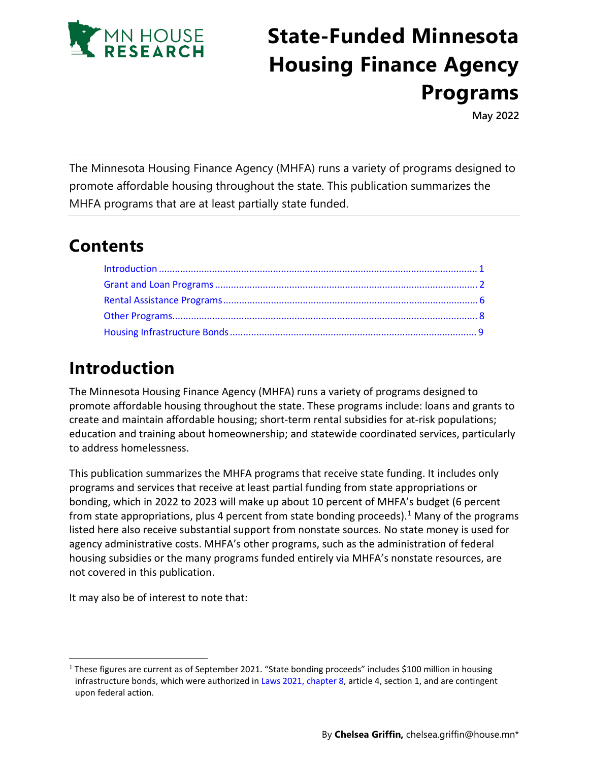MN HOUSE RESEARCH

# State-Funded Minnesota Housing Finance Agency Programs

**May 2022**

The Minnesota Housing Finance Agency (MHFA) runs a variety of programs designed to promote affordable housing throughout the state. This publication summarizes the MHFA programs that are at least partially state funded.

## Contents

- Introduction ........................................................ 1
- Grant and Loan Programs ........................................................ 2
- Rental Assistance Programs ........................................................ 6
- Other Programs ........................................................ 8
- Housing Infrastructure Bonds ........................................................ 9

# Introduction

The Minnesota Housing Finance Agency (MHFA) runs a variety of programs designed to promote affordable housing throughout the state. These programs include: loans and grants to create and maintain affordable housing; short-term rental subsidies for at-risk populations; education and training about homeownership; and statewide coordinated services, particularly to address homelessness.

This publication summarizes the MHFA programs that receive state funding. It includes only programs and services that receive at least partial funding from state appropriations or bonding, which in 2022 to 2023 will make up about 10 percent of MHFA's budget (6 percent from state appropriations, plus 4 percent from state bonding proceeds).[1] Many of the programs listed here also receive substantial support from nonstate sources. No state money is used for agency administrative costs. MHFA's other programs, such as the administration of federal housing subsidies or the many programs funded entirely via MHFA's nonstate resources, are not covered in this publication.

It may also be of interest to note that:

[1] These figures are current as of September 2021. "State bonding proceeds" includes $100 million in housing infrastructure bonds, which were authorized in Laws 2021, chapter 8, article 4, section 1, and are contingent upon federal action.

By **Chelsea Griffin,** chelsea.griffin@house.mn*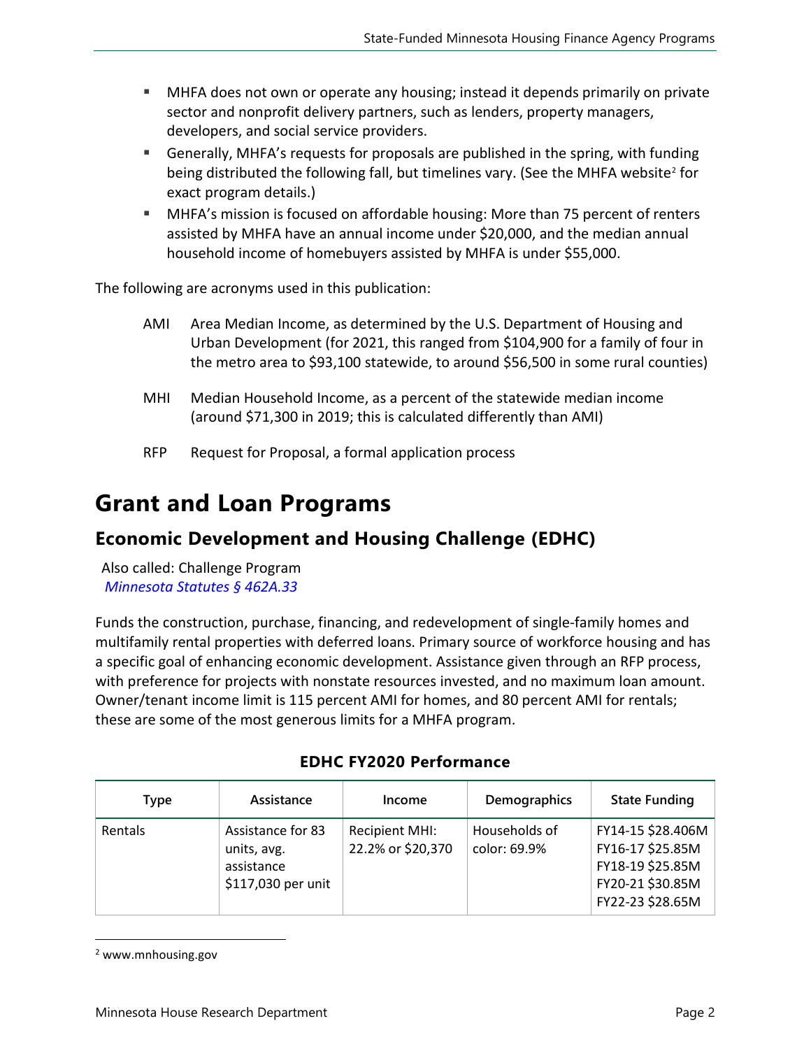- MHFA does not own or operate any housing; instead it depends primarily on private sector and nonprofit delivery partners, such as lenders, property managers, developers, and social service providers.
- Generally, MHFA's requests for proposals are published in the spring, with funding being distributed the following fall, but timelines vary. (See the MHFA website[2] for exact program details.)
- MHFA's mission is focused on affordable housing: More than 75 percent of renters assisted by MHFA have an annual income under $20,000, and the median annual household income of homebuyers assisted by MHFA is under $55,000.

The following are acronyms used in this publication:

AMI Area Median Income, as determined by the U.S. Department of Housing and Urban Development (for 2021, this ranged from $104,900 for a family of four in the metro area to $93,100 statewide, to around $56,500 in some rural counties)

MHI Median Household Income, as a percent of the statewide median income (around $71,300 in 2019; this is calculated differently than AMI)

RFP Request for Proposal, a formal application process

# Grant and Loan Programs

## Economic Development and Housing Challenge (EDHC)

Also called: Challenge Program
*Minnesota Statutes § 462A.33*

Funds the construction, purchase, financing, and redevelopment of single-family homes and multifamily rental properties with deferred loans. Primary source of workforce housing and has a specific goal of enhancing economic development. Assistance given through an RFP process, with preference for projects with nonstate resources invested, and no maximum loan amount. Owner/tenant income limit is 115 percent AMI for homes, and 80 percent AMI for rentals; these are some of the most generous limits for a MHFA program.

**EDHC FY2020 Performance**

| Type | Assistance | Income | Demographics | State Funding |
|---|---|---|---|---|
| Rentals | Assistance for 83 units, avg. assistance $117,030 per unit | Recipient MHI: 22.2% or $20,370 | Households of color: 69.9% | FY14-15 $28.406M<br>FY16-17 $25.85M<br>FY18-19 $25.85M<br>FY20-21 $30.85M<br>FY22-23 $28.65M |

[2] www.mnhousing.gov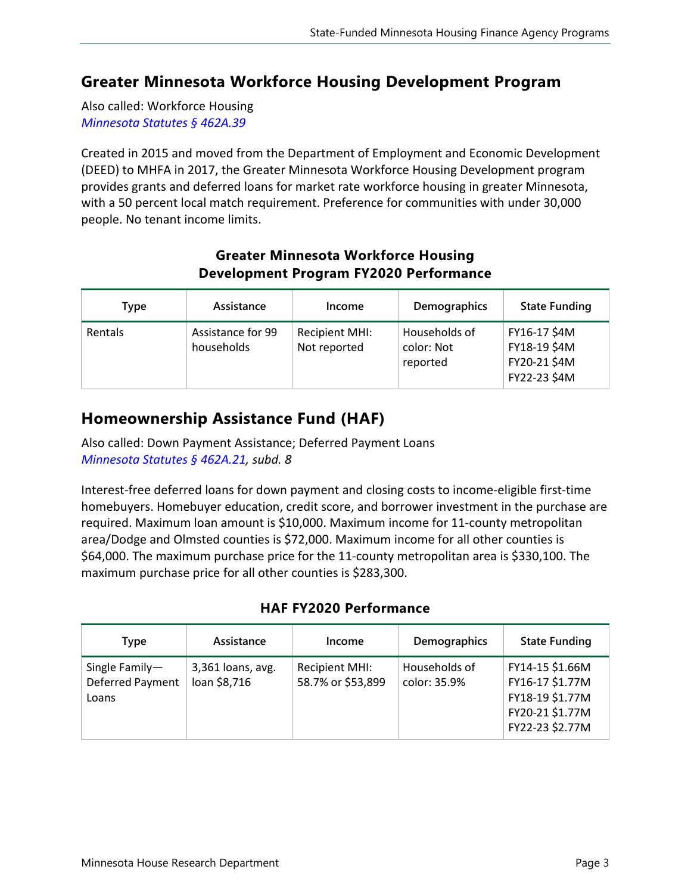## Greater Minnesota Workforce Housing Development Program

Also called: Workforce Housing
*Minnesota Statutes § 462A.39*

Created in 2015 and moved from the Department of Employment and Economic Development (DEED) to MHFA in 2017, the Greater Minnesota Workforce Housing Development program provides grants and deferred loans for market rate workforce housing in greater Minnesota, with a 50 percent local match requirement. Preference for communities with under 30,000 people. No tenant income limits.

**Greater Minnesota Workforce Housing Development Program FY2020 Performance**

| Type | Assistance | Income | Demographics | State Funding |
|---|---|---|---|---|
| Rentals | Assistance for 99 households | Recipient MHI: Not reported | Households of color: Not reported | FY16-17 $4M<br>FY18-19 $4M<br>FY20-21 $4M<br>FY22-23 $4M |

## Homeownership Assistance Fund (HAF)

Also called: Down Payment Assistance; Deferred Payment Loans
*Minnesota Statutes § 462A.21, subd. 8*

Interest-free deferred loans for down payment and closing costs to income-eligible first-time homebuyers. Homebuyer education, credit score, and borrower investment in the purchase are required. Maximum loan amount is $10,000. Maximum income for 11-county metropolitan area/Dodge and Olmsted counties is $72,000. Maximum income for all other counties is $64,000. The maximum purchase price for the 11-county metropolitan area is $330,100. The maximum purchase price for all other counties is $283,300.

**HAF FY2020 Performance**

| Type | Assistance | Income | Demographics | State Funding |
|---|---|---|---|---|
| Single Family—Deferred Payment Loans | 3,361 loans, avg. loan $8,716 | Recipient MHI: 58.7% or $53,899 | Households of color: 35.9% | FY14-15 $1.66M<br>FY16-17 $1.77M<br>FY18-19 $1.77M<br>FY20-21 $1.77M<br>FY22-23 $2.77M |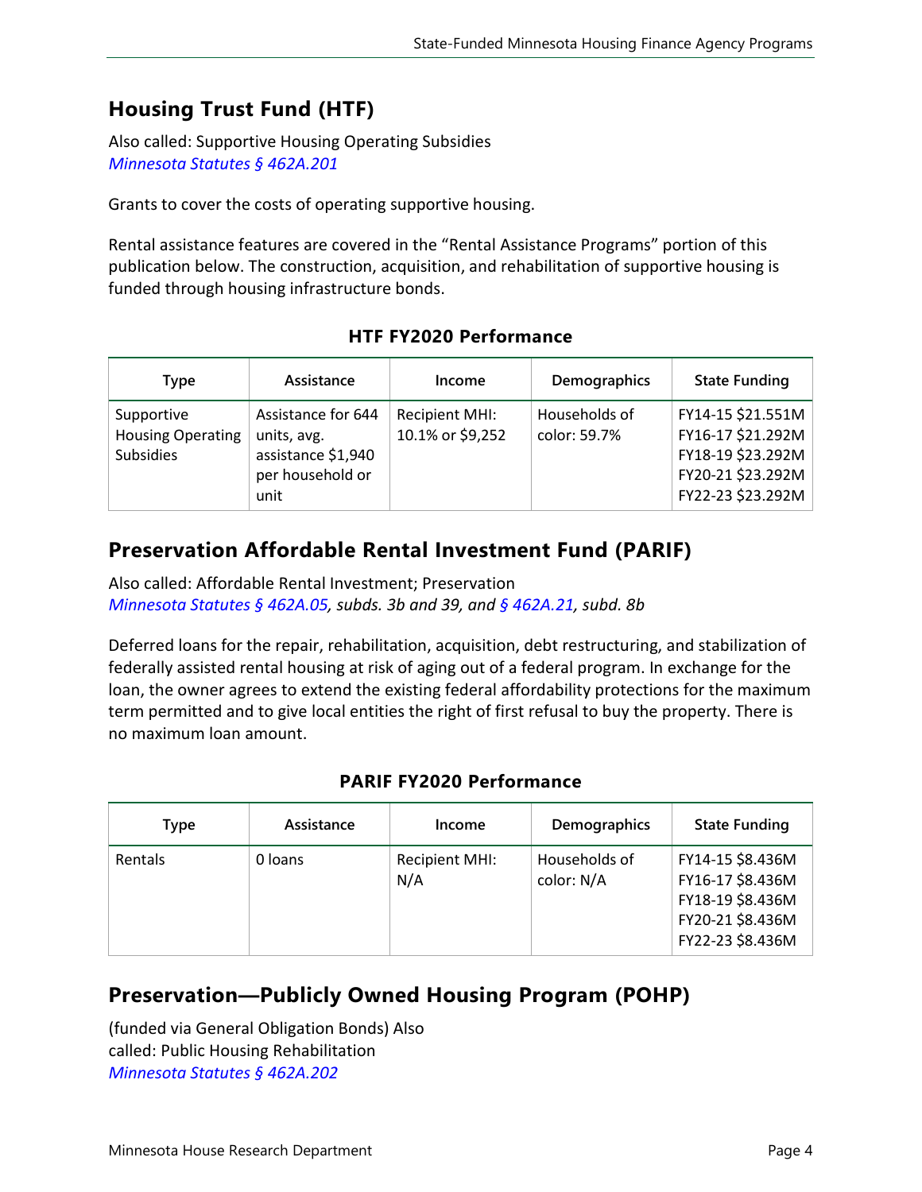## Housing Trust Fund (HTF)

Also called: Supportive Housing Operating Subsidies
*Minnesota Statutes § 462A.201*

Grants to cover the costs of operating supportive housing.

Rental assistance features are covered in the "Rental Assistance Programs" portion of this publication below. The construction, acquisition, and rehabilitation of supportive housing is funded through housing infrastructure bonds.

**HTF FY2020 Performance**

| Type | Assistance | Income | Demographics | State Funding |
|---|---|---|---|---|
| Supportive Housing Operating Subsidies | Assistance for 644 units, avg. assistance $1,940 per household or unit | Recipient MHI: 10.1% or $9,252 | Households of color: 59.7% | FY14-15 $21.551M<br>FY16-17 $21.292M<br>FY18-19 $23.292M<br>FY20-21 $23.292M<br>FY22-23 $23.292M |

## Preservation Affordable Rental Investment Fund (PARIF)

Also called: Affordable Rental Investment; Preservation
*Minnesota Statutes § 462A.05, subds. 3b and 39, and § 462A.21, subd. 8b*

Deferred loans for the repair, rehabilitation, acquisition, debt restructuring, and stabilization of federally assisted rental housing at risk of aging out of a federal program. In exchange for the loan, the owner agrees to extend the existing federal affordability protections for the maximum term permitted and to give local entities the right of first refusal to buy the property. There is no maximum loan amount.

**PARIF FY2020 Performance**

| Type | Assistance | Income | Demographics | State Funding |
|---|---|---|---|---|
| Rentals | 0 loans | Recipient MHI: N/A | Households of color: N/A | FY14-15 $8.436M<br>FY16-17 $8.436M<br>FY18-19 $8.436M<br>FY20-21 $8.436M<br>FY22-23 $8.436M |

## Preservation—Publicly Owned Housing Program (POHP)

(funded via General Obligation Bonds) Also called: Public Housing Rehabilitation
*Minnesota Statutes § 462A.202*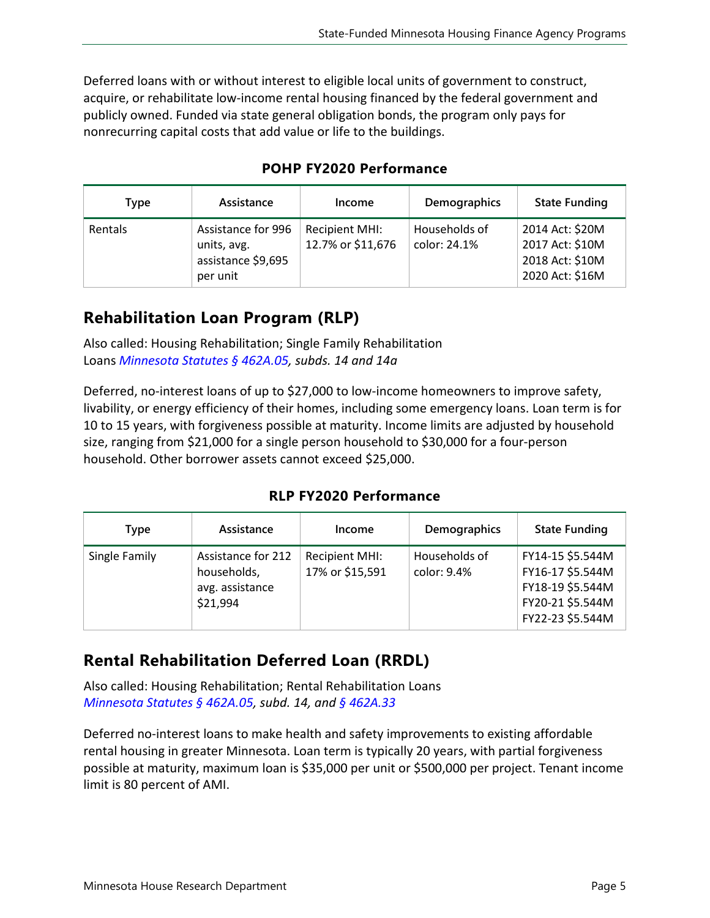Deferred loans with or without interest to eligible local units of government to construct, acquire, or rehabilitate low-income rental housing financed by the federal government and publicly owned. Funded via state general obligation bonds, the program only pays for nonrecurring capital costs that add value or life to the buildings.

**POHP FY2020 Performance**

| Type | Assistance | Income | Demographics | State Funding |
|---|---|---|---|---|
| Rentals | Assistance for 996 units, avg. assistance $9,695 per unit | Recipient MHI: 12.7% or $11,676 | Households of color: 24.1% | 2014 Act: $20M<br>2017 Act: $10M<br>2018 Act: $10M<br>2020 Act: $16M |

## Rehabilitation Loan Program (RLP)

Also called: Housing Rehabilitation; Single Family Rehabilitation Loans *Minnesota Statutes § 462A.05, subds. 14 and 14a*

Deferred, no-interest loans of up to $27,000 to low-income homeowners to improve safety, livability, or energy efficiency of their homes, including some emergency loans. Loan term is for 10 to 15 years, with forgiveness possible at maturity. Income limits are adjusted by household size, ranging from $21,000 for a single person household to $30,000 for a four-person household. Other borrower assets cannot exceed $25,000.

**RLP FY2020 Performance**

| Type | Assistance | Income | Demographics | State Funding |
|---|---|---|---|---|
| Single Family | Assistance for 212 households, avg. assistance $21,994 | Recipient MHI: 17% or $15,591 | Households of color: 9.4% | FY14-15 $5.544M<br>FY16-17 $5.544M<br>FY18-19 $5.544M<br>FY20-21 $5.544M<br>FY22-23 $5.544M |

## Rental Rehabilitation Deferred Loan (RRDL)

Also called: Housing Rehabilitation; Rental Rehabilitation Loans
*Minnesota Statutes § 462A.05, subd. 14, and § 462A.33*

Deferred no-interest loans to make health and safety improvements to existing affordable rental housing in greater Minnesota. Loan term is typically 20 years, with partial forgiveness possible at maturity, maximum loan is $35,000 per unit or $500,000 per project. Tenant income limit is 80 percent of AMI.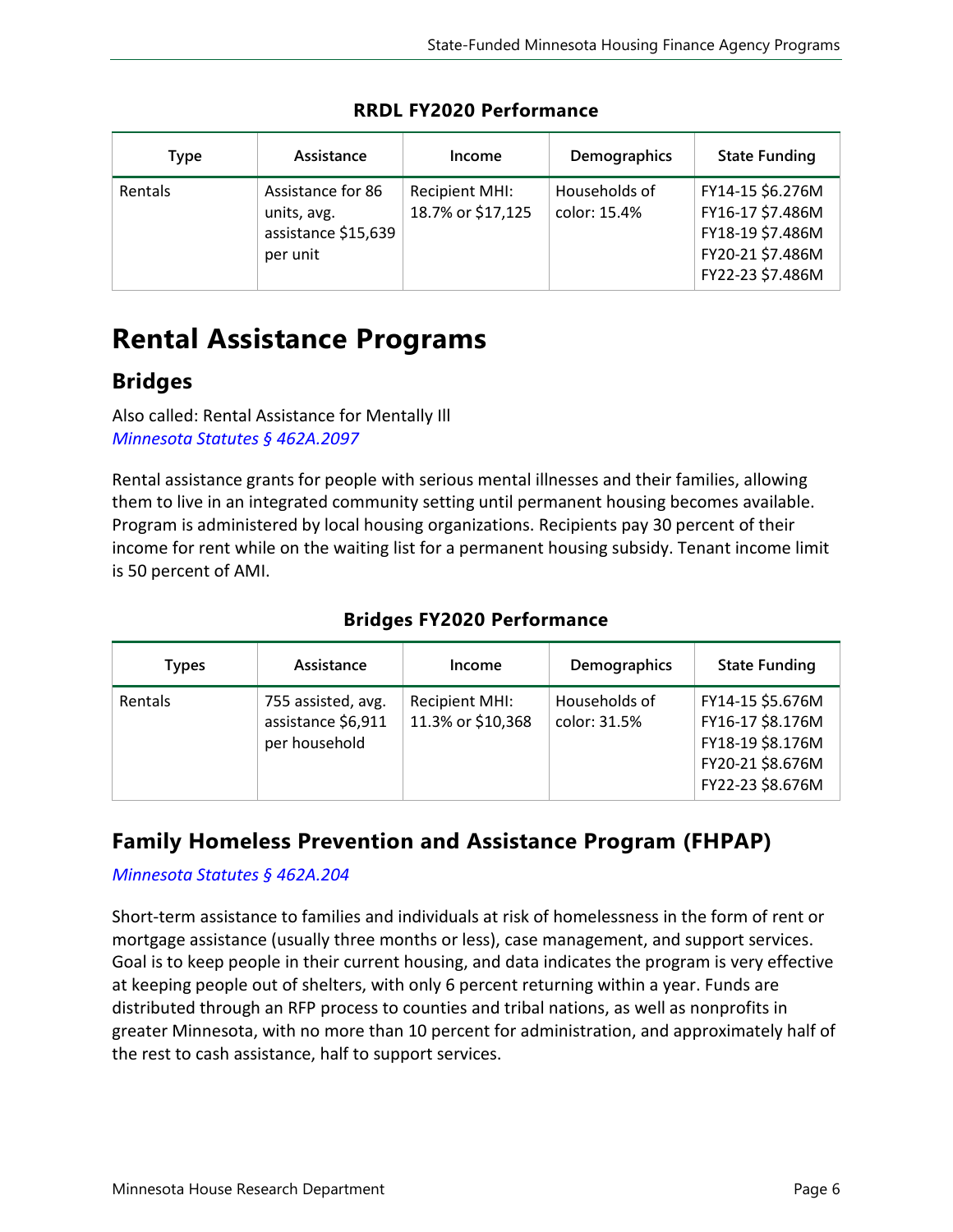**RRDL FY2020 Performance**

| Type | Assistance | Income | Demographics | State Funding |
|---|---|---|---|---|
| Rentals | Assistance for 86 units, avg. assistance $15,639 per unit | Recipient MHI: 18.7% or $17,125 | Households of color: 15.4% | FY14-15 $6.276M FY16-17 $7.486M FY18-19 $7.486M FY20-21 $7.486M FY22-23 $7.486M |

# Rental Assistance Programs

## Bridges

Also called: Rental Assistance for Mentally Ill
*Minnesota Statutes § 462A.2097*

Rental assistance grants for people with serious mental illnesses and their families, allowing them to live in an integrated community setting until permanent housing becomes available. Program is administered by local housing organizations. Recipients pay 30 percent of their income for rent while on the waiting list for a permanent housing subsidy. Tenant income limit is 50 percent of AMI.

**Bridges FY2020 Performance**

| Types | Assistance | Income | Demographics | State Funding |
|---|---|---|---|---|
| Rentals | 755 assisted, avg. assistance $6,911 per household | Recipient MHI: 11.3% or $10,368 | Households of color: 31.5% | FY14-15 $5.676M FY16-17 $8.176M FY18-19 $8.176M FY20-21 $8.676M FY22-23 $8.676M |

## Family Homeless Prevention and Assistance Program (FHPAP)

*Minnesota Statutes § 462A.204*

Short-term assistance to families and individuals at risk of homelessness in the form of rent or mortgage assistance (usually three months or less), case management, and support services. Goal is to keep people in their current housing, and data indicates the program is very effective at keeping people out of shelters, with only 6 percent returning within a year. Funds are distributed through an RFP process to counties and tribal nations, as well as nonprofits in greater Minnesota, with no more than 10 percent for administration, and approximately half of the rest to cash assistance, half to support services.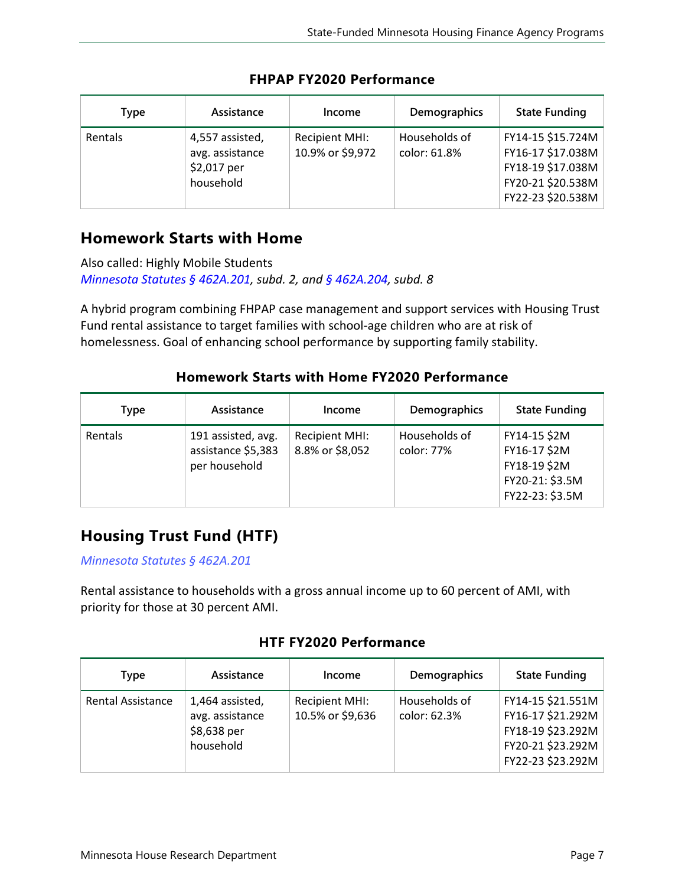**FHPAP FY2020 Performance**

| Type | Assistance | Income | Demographics | State Funding |
|---|---|---|---|---|
| Rentals | 4,557 assisted, avg. assistance $2,017 per household | Recipient MHI: 10.9% or $9,972 | Households of color: 61.8% | FY14-15 $15.724M FY16-17 $17.038M FY18-19 $17.038M FY20-21 $20.538M FY22-23 $20.538M |

## Homework Starts with Home

Also called: Highly Mobile Students
*Minnesota Statutes § 462A.201, subd. 2, and § 462A.204, subd. 8*

A hybrid program combining FHPAP case management and support services with Housing Trust Fund rental assistance to target families with school-age children who are at risk of homelessness. Goal of enhancing school performance by supporting family stability.

**Homework Starts with Home FY2020 Performance**

| Type | Assistance | Income | Demographics | State Funding |
|---|---|---|---|---|
| Rentals | 191 assisted, avg. assistance $5,383 per household | Recipient MHI: 8.8% or $8,052 | Households of color: 77% | FY14-15 $2M FY16-17 $2M FY18-19 $2M FY20-21: $3.5M FY22-23: $3.5M |

## Housing Trust Fund (HTF)

*Minnesota Statutes § 462A.201*

Rental assistance to households with a gross annual income up to 60 percent of AMI, with priority for those at 30 percent AMI.

**HTF FY2020 Performance**

| Type | Assistance | Income | Demographics | State Funding |
|---|---|---|---|---|
| Rental Assistance | 1,464 assisted, avg. assistance $8,638 per household | Recipient MHI: 10.5% or $9,636 | Households of color: 62.3% | FY14-15 $21.551M FY16-17 $21.292M FY18-19 $23.292M FY20-21 $23.292M FY22-23 $23.292M |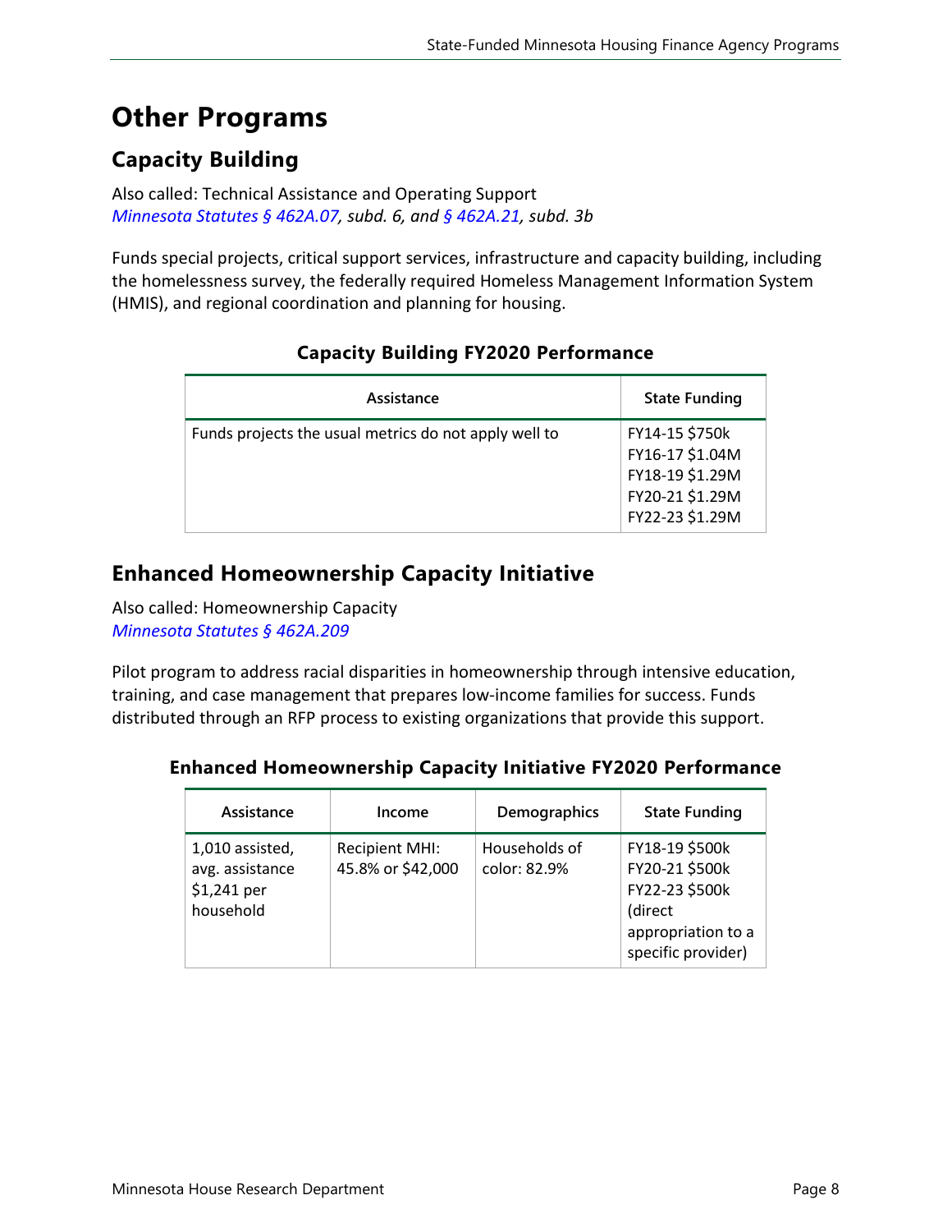# Other Programs

## Capacity Building

Also called: Technical Assistance and Operating Support
*Minnesota Statutes § 462A.07, subd. 6, and § 462A.21, subd. 3b*

Funds special projects, critical support services, infrastructure and capacity building, including the homelessness survey, the federally required Homeless Management Information System (HMIS), and regional coordination and planning for housing.

**Capacity Building FY2020 Performance**

| Assistance | State Funding |
|---|---|
| Funds projects the usual metrics do not apply well to | FY14-15 $750k<br>FY16-17 $1.04M<br>FY18-19 $1.29M<br>FY20-21 $1.29M<br>FY22-23 $1.29M |

## Enhanced Homeownership Capacity Initiative

Also called: Homeownership Capacity
*Minnesota Statutes § 462A.209*

Pilot program to address racial disparities in homeownership through intensive education, training, and case management that prepares low-income families for success. Funds distributed through an RFP process to existing organizations that provide this support.

**Enhanced Homeownership Capacity Initiative FY2020 Performance**

| Assistance | Income | Demographics | State Funding |
|---|---|---|---|
| 1,010 assisted, avg. assistance $1,241 per household | Recipient MHI: 45.8% or $42,000 | Households of color: 82.9% | FY18-19 $500k<br>FY20-21 $500k<br>FY22-23 $500k<br>(direct appropriation to a specific provider) |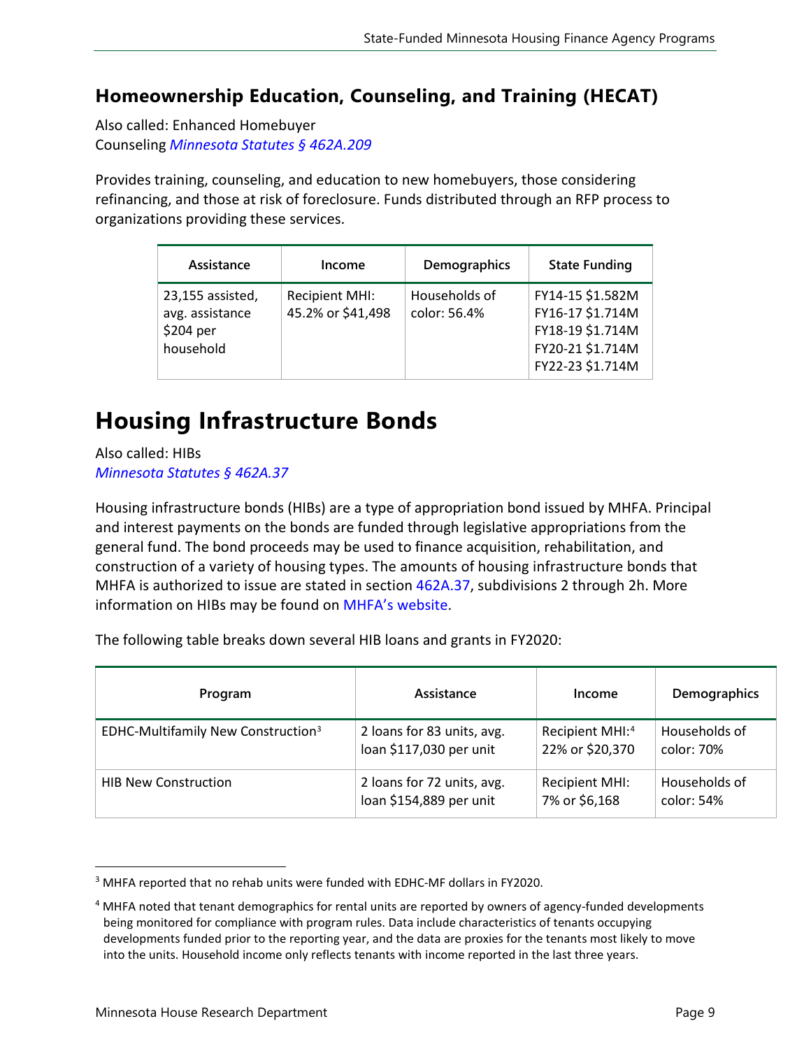### Homeownership Education, Counseling, and Training (HECAT)

Also called: Enhanced Homebuyer Counseling *Minnesota Statutes § 462A.209*

Provides training, counseling, and education to new homebuyers, those considering refinancing, and those at risk of foreclosure. Funds distributed through an RFP process to organizations providing these services.

| Assistance | Income | Demographics | State Funding |
|---|---|---|---|
| 23,155 assisted, avg. assistance $204 per household | Recipient MHI: 45.2% or $41,498 | Households of color: 56.4% | FY14-15 $1.582M<br>FY16-17 $1.714M<br>FY18-19 $1.714M<br>FY20-21 $1.714M<br>FY22-23 $1.714M |

# Housing Infrastructure Bonds

Also called: HIBs
*Minnesota Statutes § 462A.37*

Housing infrastructure bonds (HIBs) are a type of appropriation bond issued by MHFA. Principal and interest payments on the bonds are funded through legislative appropriations from the general fund. The bond proceeds may be used to finance acquisition, rehabilitation, and construction of a variety of housing types. The amounts of housing infrastructure bonds that MHFA is authorized to issue are stated in section 462A.37, subdivisions 2 through 2h. More information on HIBs may be found on MHFA's website.

The following table breaks down several HIB loans and grants in FY2020:

| Program | Assistance | Income | Demographics |
|---|---|---|---|
| EDHC-Multifamily New Construction[3] | 2 loans for 83 units, avg. loan $117,030 per unit | Recipient MHI:[4] 22% or $20,370 | Households of color: 70% |
| HIB New Construction | 2 loans for 72 units, avg. loan $154,889 per unit | Recipient MHI: 7% or $6,168 | Households of color: 54% |

[3] MHFA reported that no rehab units were funded with EDHC-MF dollars in FY2020.

[4] MHFA noted that tenant demographics for rental units are reported by owners of agency-funded developments being monitored for compliance with program rules. Data include characteristics of tenants occupying developments funded prior to the reporting year, and the data are proxies for the tenants most likely to move into the units. Household income only reflects tenants with income reported in the last three years.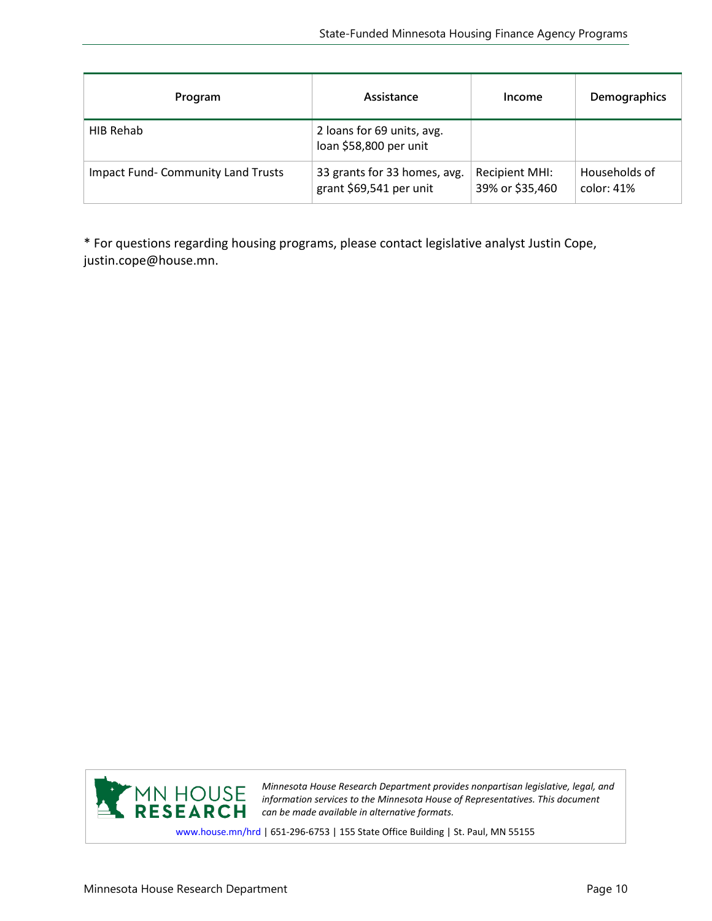| Program | Assistance | Income | Demographics |
|---|---|---|---|
| HIB Rehab | 2 loans for 69 units, avg. loan $58,800 per unit | | |
| Impact Fund- Community Land Trusts | 33 grants for 33 homes, avg. grant $69,541 per unit | Recipient MHI: 39% or $35,460 | Households of color: 41% |

* For questions regarding housing programs, please contact legislative analyst Justin Cope, justin.cope@house.mn.

MN HOUSE RESEARCH

*Minnesota House Research Department provides nonpartisan legislative, legal, and information services to the Minnesota House of Representatives. This document can be made available in alternative formats.*

www.house.mn/hrd | 651-296-6753 | 155 State Office Building | St. Paul, MN 55155